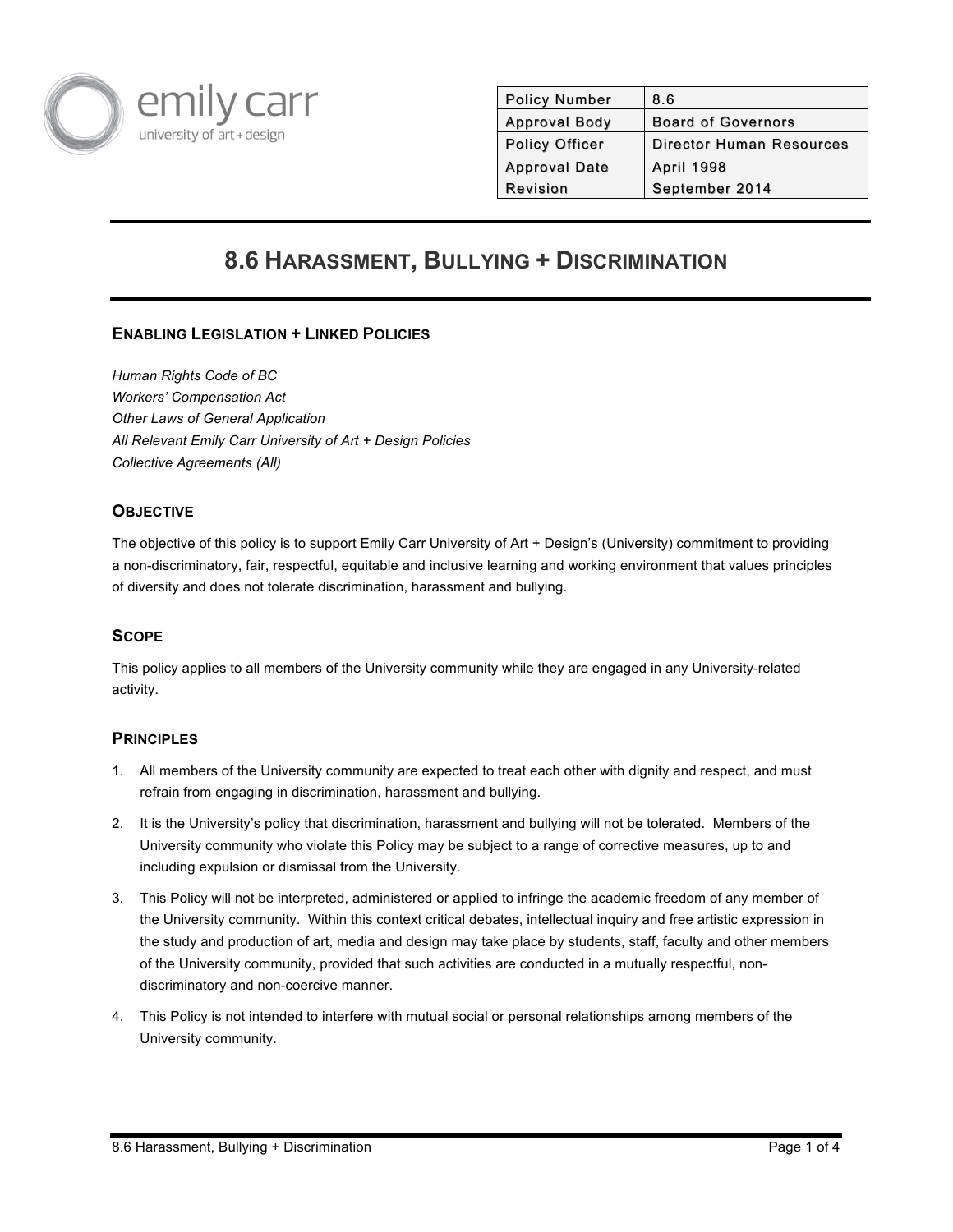| Policy Number | 8.6 |
| --- | --- |
| Approval Body | Board of Governors |
| Policy Officer | Director Human Resources |
| Approval Date<br>Revision | April 1998<br>September 2014 |

# 8.6 Harassment, Bullying + Discrimination

## Enabling Legislation + Linked Policies

*Human Rights Code of BC*
*Workers' Compensation Act*
*Other Laws of General Application*
*All Relevant Emily Carr University of Art + Design Policies*
*Collective Agreements (All)*

## Objective

The objective of this policy is to support Emily Carr University of Art + Design's (University) commitment to providing a non-discriminatory, fair, respectful, equitable and inclusive learning and working environment that values principles of diversity and does not tolerate discrimination, harassment and bullying.

## Scope

This policy applies to all members of the University community while they are engaged in any University-related activity.

## Principles

1. All members of the University community are expected to treat each other with dignity and respect, and must refrain from engaging in discrimination, harassment and bullying.
2. It is the University's policy that discrimination, harassment and bullying will not be tolerated. Members of the University community who violate this Policy may be subject to a range of corrective measures, up to and including expulsion or dismissal from the University.
3. This Policy will not be interpreted, administered or applied to infringe the academic freedom of any member of the University community. Within this context critical debates, intellectual inquiry and free artistic expression in the study and production of art, media and design may take place by students, staff, faculty and other members of the University community, provided that such activities are conducted in a mutually respectful, non-discriminatory and non-coercive manner.
4. This Policy is not intended to interfere with mutual social or personal relationships among members of the University community.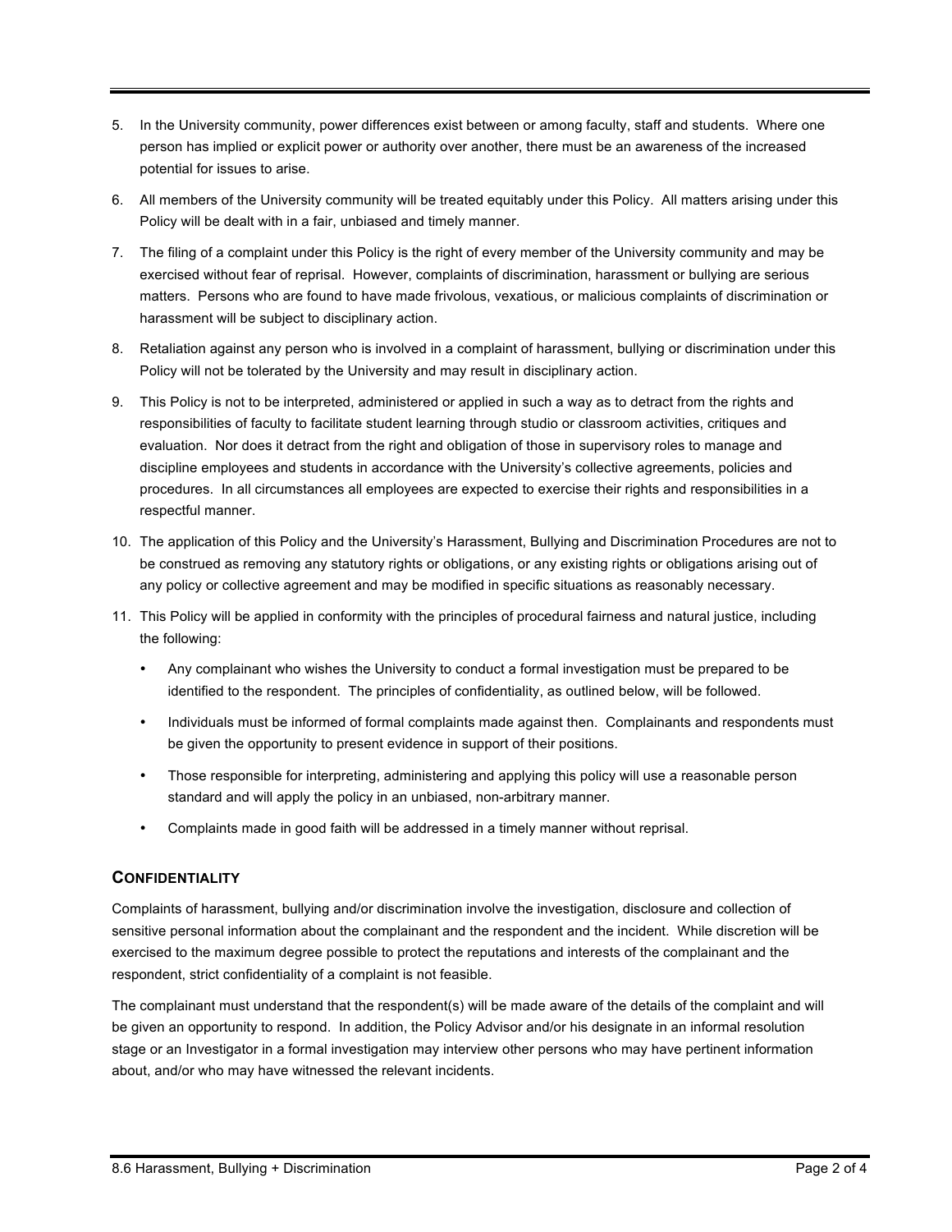5. In the University community, power differences exist between or among faculty, staff and students. Where one person has implied or explicit power or authority over another, there must be an awareness of the increased potential for issues to arise.
6. All members of the University community will be treated equitably under this Policy. All matters arising under this Policy will be dealt with in a fair, unbiased and timely manner.
7. The filing of a complaint under this Policy is the right of every member of the University community and may be exercised without fear of reprisal. However, complaints of discrimination, harassment or bullying are serious matters. Persons who are found to have made frivolous, vexatious, or malicious complaints of discrimination or harassment will be subject to disciplinary action.
8. Retaliation against any person who is involved in a complaint of harassment, bullying or discrimination under this Policy will not be tolerated by the University and may result in disciplinary action.
9. This Policy is not to be interpreted, administered or applied in such a way as to detract from the rights and responsibilities of faculty to facilitate student learning through studio or classroom activities, critiques and evaluation. Nor does it detract from the right and obligation of those in supervisory roles to manage and discipline employees and students in accordance with the University's collective agreements, policies and procedures. In all circumstances all employees are expected to exercise their rights and responsibilities in a respectful manner.
10. The application of this Policy and the University's Harassment, Bullying and Discrimination Procedures are not to be construed as removing any statutory rights or obligations, or any existing rights or obligations arising out of any policy or collective agreement and may be modified in specific situations as reasonably necessary.
11. This Policy will be applied in conformity with the principles of procedural fairness and natural justice, including the following:
    - Any complainant who wishes the University to conduct a formal investigation must be prepared to be identified to the respondent. The principles of confidentiality, as outlined below, will be followed.
    - Individuals must be informed of formal complaints made against then. Complainants and respondents must be given the opportunity to present evidence in support of their positions.
    - Those responsible for interpreting, administering and applying this policy will use a reasonable person standard and will apply the policy in an unbiased, non-arbitrary manner.
    - Complaints made in good faith will be addressed in a timely manner without reprisal.

## CONFIDENTIALITY

Complaints of harassment, bullying and/or discrimination involve the investigation, disclosure and collection of sensitive personal information about the complainant and the respondent and the incident. While discretion will be exercised to the maximum degree possible to protect the reputations and interests of the complainant and the respondent, strict confidentiality of a complaint is not feasible.

The complainant must understand that the respondent(s) will be made aware of the details of the complaint and will be given an opportunity to respond. In addition, the Policy Advisor and/or his designate in an informal resolution stage or an Investigator in a formal investigation may interview other persons who may have pertinent information about, and/or who may have witnessed the relevant incidents.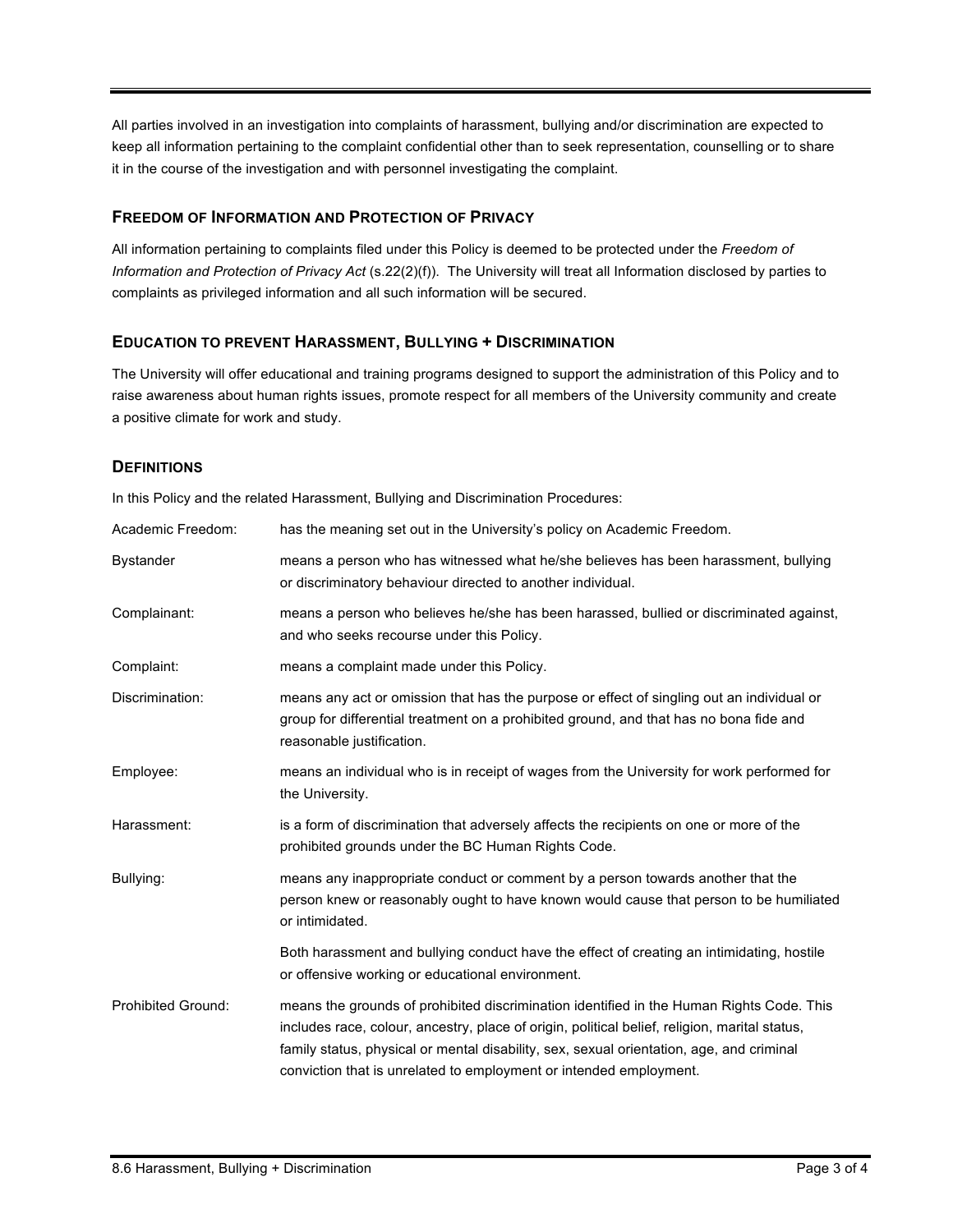All parties involved in an investigation into complaints of harassment, bullying and/or discrimination are expected to keep all information pertaining to the complaint confidential other than to seek representation, counselling or to share it in the course of the investigation and with personnel investigating the complaint.

### FREEDOM OF INFORMATION AND PROTECTION OF PRIVACY

All information pertaining to complaints filed under this Policy is deemed to be protected under the *Freedom of Information and Protection of Privacy Act* (s.22(2)(f)). The University will treat all Information disclosed by parties to complaints as privileged information and all such information will be secured.

### EDUCATION TO PREVENT HARASSMENT, BULLYING + DISCRIMINATION

The University will offer educational and training programs designed to support the administration of this Policy and to raise awareness about human rights issues, promote respect for all members of the University community and create a positive climate for work and study.

### DEFINITIONS

In this Policy and the related Harassment, Bullying and Discrimination Procedures:

| | |
|---|---|
| Academic Freedom: | has the meaning set out in the University's policy on Academic Freedom. |
| Bystander | means a person who has witnessed what he/she believes has been harassment, bullying or discriminatory behaviour directed to another individual. |
| Complainant: | means a person who believes he/she has been harassed, bullied or discriminated against, and who seeks recourse under this Policy. |
| Complaint: | means a complaint made under this Policy. |
| Discrimination: | means any act or omission that has the purpose or effect of singling out an individual or group for differential treatment on a prohibited ground, and that has no bona fide and reasonable justification. |
| Employee: | means an individual who is in receipt of wages from the University for work performed for the University. |
| Harassment: | is a form of discrimination that adversely affects the recipients on one or more of the prohibited grounds under the BC Human Rights Code. |
| Bullying: | means any inappropriate conduct or comment by a person towards another that the person knew or reasonably ought to have known would cause that person to be humiliated or intimidated. |
| | Both harassment and bullying conduct have the effect of creating an intimidating, hostile or offensive working or educational environment. |
| Prohibited Ground: | means the grounds of prohibited discrimination identified in the Human Rights Code. This includes race, colour, ancestry, place of origin, political belief, religion, marital status, family status, physical or mental disability, sex, sexual orientation, age, and criminal conviction that is unrelated to employment or intended employment. |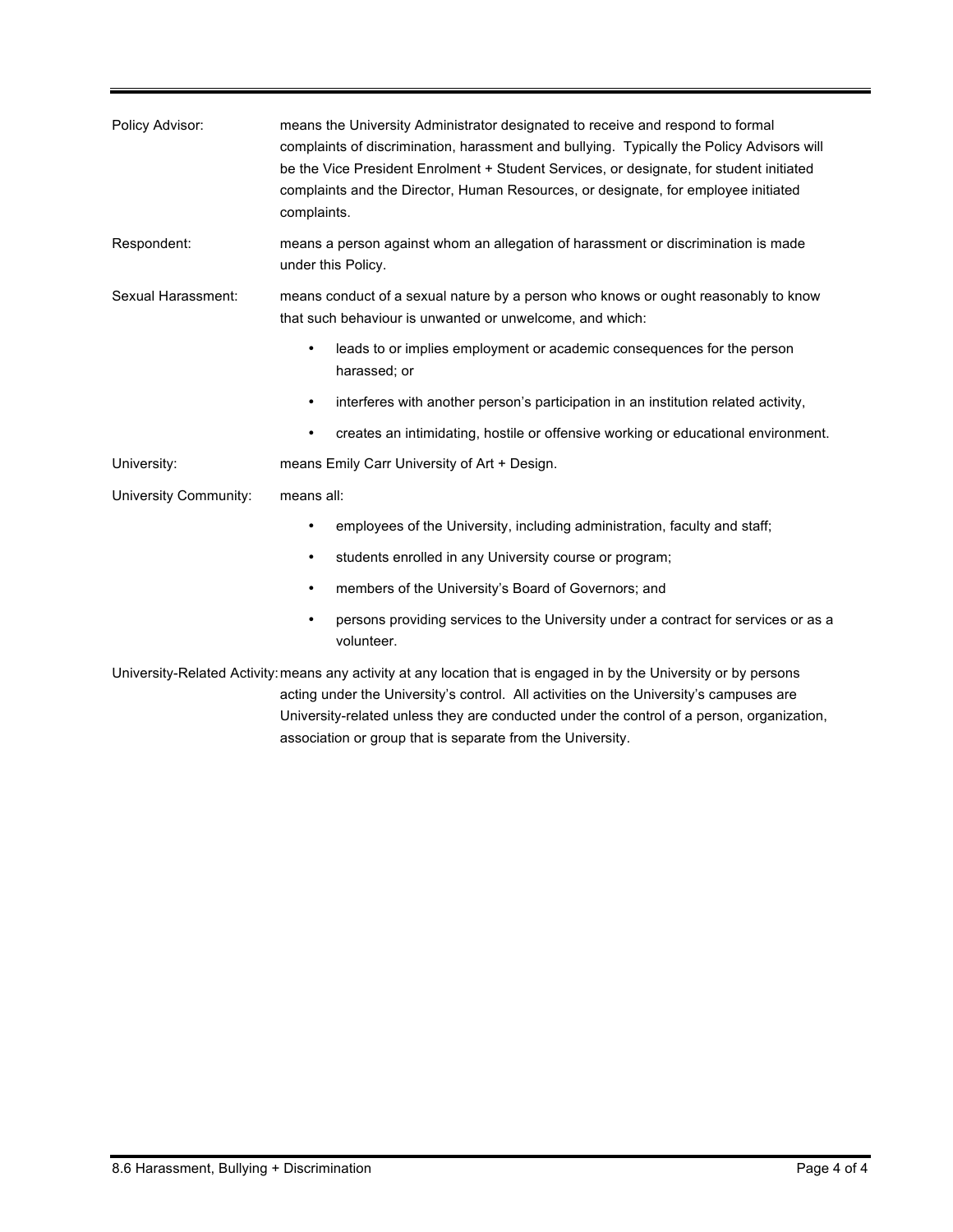Policy Advisor: means the University Administrator designated to receive and respond to formal complaints of discrimination, harassment and bullying. Typically the Policy Advisors will be the Vice President Enrolment + Student Services, or designate, for student initiated complaints and the Director, Human Resources, or designate, for employee initiated complaints.

Respondent: means a person against whom an allegation of harassment or discrimination is made under this Policy.

Sexual Harassment: means conduct of a sexual nature by a person who knows or ought reasonably to know that such behaviour is unwanted or unwelcome, and which:

- leads to or implies employment or academic consequences for the person harassed; or
- interferes with another person's participation in an institution related activity,
- creates an intimidating, hostile or offensive working or educational environment.

University: means Emily Carr University of Art + Design.

University Community: means all:

- employees of the University, including administration, faculty and staff;
- students enrolled in any University course or program;
- members of the University's Board of Governors; and
- persons providing services to the University under a contract for services or as a volunteer.

University-Related Activity: means any activity at any location that is engaged in by the University or by persons acting under the University's control. All activities on the University's campuses are University-related unless they are conducted under the control of a person, organization, association or group that is separate from the University.